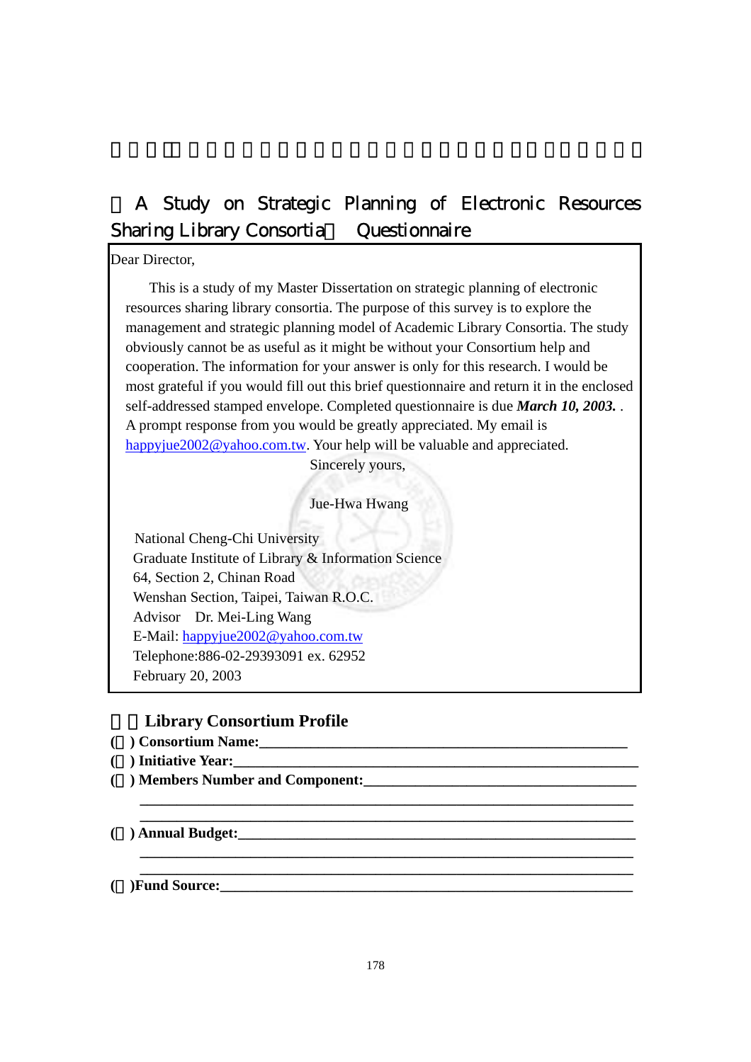# A Study on Strategic Planning of Electronic Resources Sharing Library Consortia Questionnaire

Dear Director,

This is a study of my Master Dissertation on strategic planning of electronic resources sharing library consortia. The purpose of this survey is to explore the management and strategic planning model of Academic Library Consortia. The study obviously cannot be as useful as it might be without your Consortium help and cooperation. The information for your answer is only for this research. I would be most grateful if you would fill out this brief questionnaire and return it in the enclosed self-addressed stamped envelope. Completed questionnaire is due ***March 10, 2003.*** . A prompt response from you would be greatly appreciated. My email is happyjue2002@yahoo.com.tw. Your help will be valuable and appreciated.

Sincerely yours,

Jue-Hwa Hwang

National Cheng-Chi University
Graduate Institute of Library & Information Science
64, Section 2, Chinan Road
Wenshan Section, Taipei, Taiwan R.O.C.
Advisor Dr. Mei-Ling Wang
E-Mail: happyjue2002@yahoo.com.tw
Telephone:886-02-29393091 ex. 62952
February 20, 2003

## Library Consortium Profile

**( ) Consortium Name:**\_\_\_\_\_\_\_\_\_\_\_\_\_\_\_\_\_\_\_\_\_\_\_\_\_\_\_\_\_\_\_\_\_\_\_\_\_\_\_\_\_\_\_\_

**( ) Initiative Year:**\_\_\_\_\_\_\_\_\_\_\_\_\_\_\_\_\_\_\_\_\_\_\_\_\_\_\_\_\_\_\_\_\_\_\_\_\_\_\_\_\_\_\_\_

**( ) Members Number and Component:**\_\_\_\_\_\_\_\_\_\_\_\_\_\_\_\_\_\_\_\_\_\_\_\_\_\_\_\_\_\_\_\_

\_\_\_\_\_\_\_\_\_\_\_\_\_\_\_\_\_\_\_\_\_\_\_\_\_\_\_\_\_\_\_\_\_\_\_\_\_\_\_\_\_\_\_\_\_\_\_\_\_\_\_\_\_\_\_\_\_\_

\_\_\_\_\_\_\_\_\_\_\_\_\_\_\_\_\_\_\_\_\_\_\_\_\_\_\_\_\_\_\_\_\_\_\_\_\_\_\_\_\_\_\_\_\_\_\_\_\_\_\_\_\_\_\_\_\_\_

**( ) Annual Budget:**\_\_\_\_\_\_\_\_\_\_\_\_\_\_\_\_\_\_\_\_\_\_\_\_\_\_\_\_\_\_\_\_\_\_\_\_\_\_\_\_\_\_\_\_

\_\_\_\_\_\_\_\_\_\_\_\_\_\_\_\_\_\_\_\_\_\_\_\_\_\_\_\_\_\_\_\_\_\_\_\_\_\_\_\_\_\_\_\_\_\_\_\_\_\_\_\_\_\_\_\_\_\_

\_\_\_\_\_\_\_\_\_\_\_\_\_\_\_\_\_\_\_\_\_\_\_\_\_\_\_\_\_\_\_\_\_\_\_\_\_\_\_\_\_\_\_\_\_\_\_\_\_\_\_\_\_\_\_\_\_\_

**( )Fund Source:**\_\_\_\_\_\_\_\_\_\_\_\_\_\_\_\_\_\_\_\_\_\_\_\_\_\_\_\_\_\_\_\_\_\_\_\_\_\_\_\_\_\_\_\_\_\_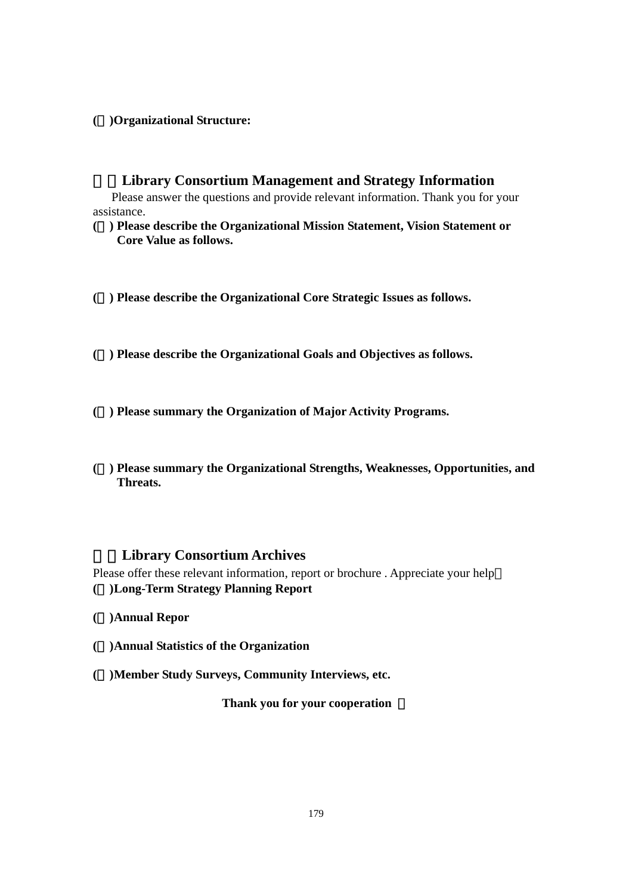**(　)Organizational Structure:**

## 　　Library Consortium Management and Strategy Information

Please answer the questions and provide relevant information. Thank you for your assistance.

**(　) Please describe the Organizational Mission Statement, Vision Statement or Core Value as follows.**

**(　) Please describe the Organizational Core Strategic Issues as follows.**

**(　) Please describe the Organizational Goals and Objectives as follows.**

**(　) Please summary the Organization of Major Activity Programs.**

**(　) Please summary the Organizational Strengths, Weaknesses, Opportunities, and Threats.**

## 　　Library Consortium Archives

Please offer these relevant information, report or brochure . Appreciate your help　

**(　)Long-Term Strategy Planning Report**

**(　)Annual Repor**

**(　)Annual Statistics of the Organization**

**(　)Member Study Surveys, Community Interviews, etc.**

**Thank you for your cooperation 　**